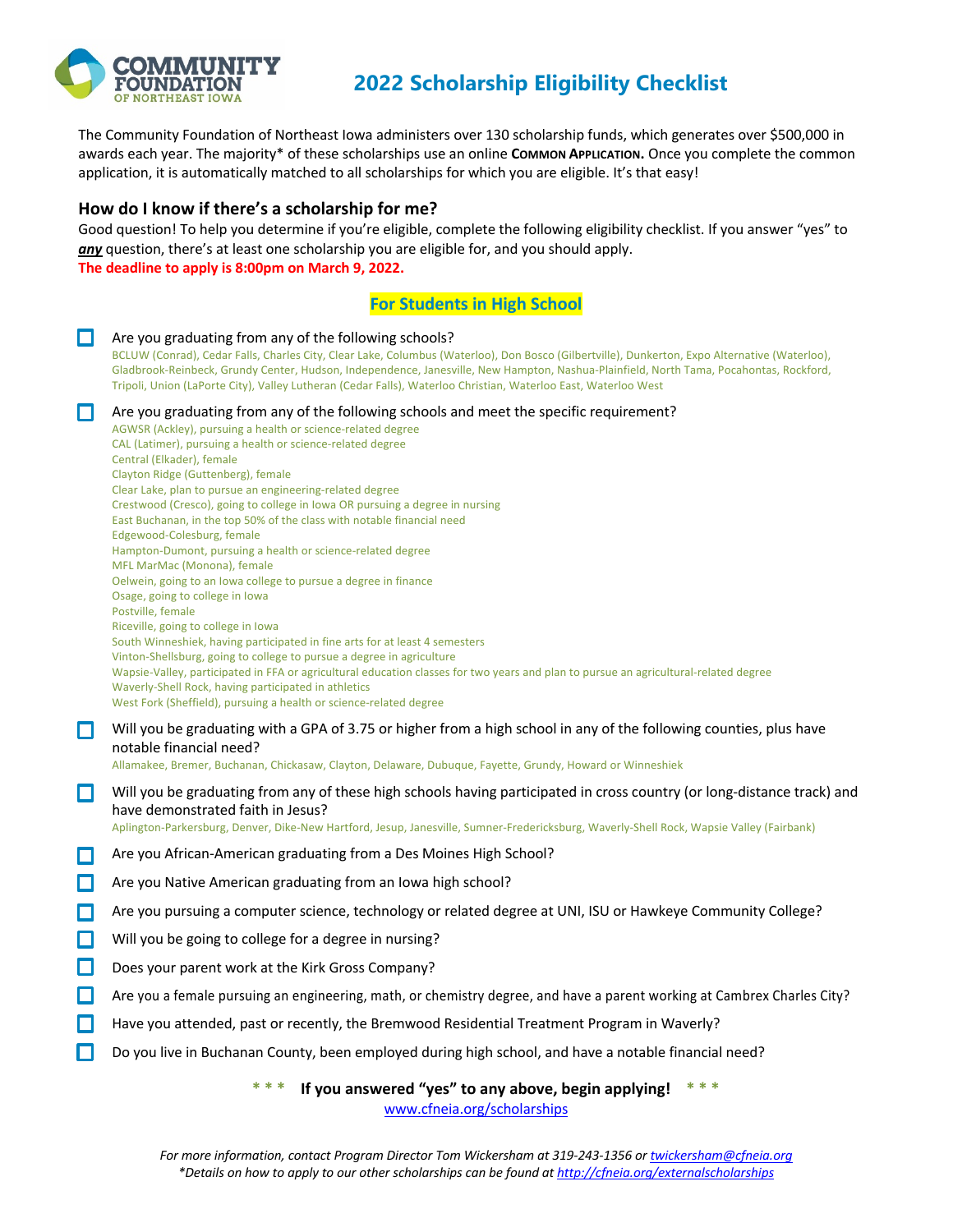# 2022 Scholarship Eligibility Checklist

The Community Foundation of Northeast Iowa administers over 130 scholarship funds, which generates over $500,000 in awards each year. The majority* of these scholarships use an online **Common Application.** Once you complete the common application, it is automatically matched to all scholarships for which you are eligible. It's that easy!

## How do I know if there's a scholarship for me?

Good question! To help you determine if you're eligible, complete the following eligibility checklist. If you answer "yes" to ***any*** question, there's at least one scholarship you are eligible for, and you should apply.

**The deadline to apply is 8:00pm on March 9, 2022.**

### For Students in High School

- [ ] Are you graduating from any of the following schools?
  BCLUW (Conrad), Cedar Falls, Charles City, Clear Lake, Columbus (Waterloo), Don Bosco (Gilbertville), Dunkerton, Expo Alternative (Waterloo), Gladbrook-Reinbeck, Grundy Center, Hudson, Independence, Janesville, New Hampton, Nashua-Plainfield, North Tama, Pocahontas, Rockford, Tripoli, Union (LaPorte City), Valley Lutheran (Cedar Falls), Waterloo Christian, Waterloo East, Waterloo West
- [ ] Are you graduating from any of the following schools and meet the specific requirement?
  AGWSR (Ackley), pursuing a health or science-related degree
  CAL (Latimer), pursuing a health or science-related degree
  Central (Elkader), female
  Clayton Ridge (Guttenberg), female
  Clear Lake, plan to pursue an engineering-related degree
  Crestwood (Cresco), going to college in Iowa OR pursuing a degree in nursing
  East Buchanan, in the top 50% of the class with notable financial need
  Edgewood-Colesburg, female
  Hampton-Dumont, pursuing a health or science-related degree
  MFL MarMac (Monona), female
  Oelwein, going to an Iowa college to pursue a degree in finance
  Osage, going to college in Iowa
  Postville, female
  Riceville, going to college in Iowa
  South Winneshiek, having participated in fine arts for at least 4 semesters
  Vinton-Shellsburg, going to college to pursue a degree in agriculture
  Wapsie-Valley, participated in FFA or agricultural education classes for two years and plan to pursue an agricultural-related degree
  Waverly-Shell Rock, having participated in athletics
  West Fork (Sheffield), pursuing a health or science-related degree
- [ ] Will you be graduating with a GPA of 3.75 or higher from a high school in any of the following counties, plus have notable financial need?
  Allamakee, Bremer, Buchanan, Chickasaw, Clayton, Delaware, Dubuque, Fayette, Grundy, Howard or Winneshiek
- [ ] Will you be graduating from any of these high schools having participated in cross country (or long-distance track) and have demonstrated faith in Jesus?
  Aplington-Parkersburg, Denver, Dike-New Hartford, Jesup, Janesville, Sumner-Fredericksburg, Waverly-Shell Rock, Wapsie Valley (Fairbank)
- [ ] Are you African-American graduating from a Des Moines High School?
- [ ] Are you Native American graduating from an Iowa high school?
- [ ] Are you pursuing a computer science, technology or related degree at UNI, ISU or Hawkeye Community College?
- [ ] Will you be going to college for a degree in nursing?
- [ ] Does your parent work at the Kirk Gross Company?
- [ ] Are you a female pursuing an engineering, math, or chemistry degree, and have a parent working at Cambrex Charles City?
- [ ] Have you attended, past or recently, the Bremwood Residential Treatment Program in Waverly?
- [ ] Do you live in Buchanan County, been employed during high school, and have a notable financial need?

*** **If you answered "yes" to any above, begin applying!** ***

www.cfneia.org/scholarships

*For more information, contact Program Director Tom Wickersham at 319-243-1356 or twickersham@cfneia.org*
**Details on how to apply to our other scholarships can be found at http://cfneia.org/externalscholarships*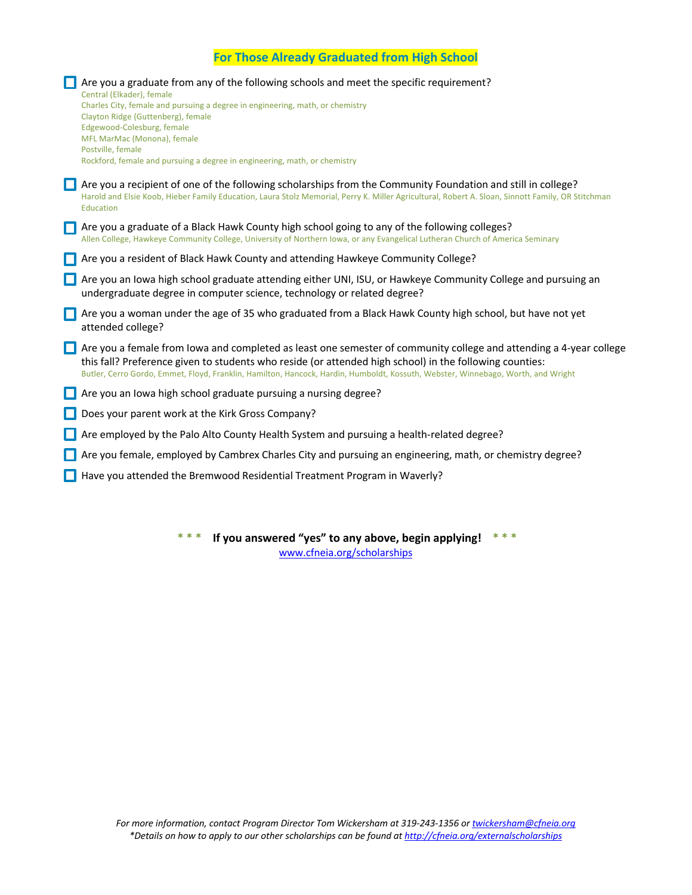## For Those Already Graduated from High School

- [ ] Are you a graduate from any of the following schools and meet the specific requirement?
  Central (Elkader), female
  Charles City, female and pursuing a degree in engineering, math, or chemistry
  Clayton Ridge (Guttenberg), female
  Edgewood-Colesburg, female
  MFL MarMac (Monona), female
  Postville, female
  Rockford, female and pursuing a degree in engineering, math, or chemistry
- [ ] Are you a recipient of one of the following scholarships from the Community Foundation and still in college?
  Harold and Elsie Koob, Hieber Family Education, Laura Stolz Memorial, Perry K. Miller Agricultural, Robert A. Sloan, Sinnott Family, OR Stitchman Education
- [ ] Are you a graduate of a Black Hawk County high school going to any of the following colleges?
  Allen College, Hawkeye Community College, University of Northern Iowa, or any Evangelical Lutheran Church of America Seminary
- [ ] Are you a resident of Black Hawk County and attending Hawkeye Community College?
- [ ] Are you an Iowa high school graduate attending either UNI, ISU, or Hawkeye Community College and pursuing an undergraduate degree in computer science, technology or related degree?
- [ ] Are you a woman under the age of 35 who graduated from a Black Hawk County high school, but have not yet attended college?
- [ ] Are you a female from Iowa and completed as least one semester of community college and attending a 4-year college this fall? Preference given to students who reside (or attended high school) in the following counties:
  Butler, Cerro Gordo, Emmet, Floyd, Franklin, Hamilton, Hancock, Hardin, Humboldt, Kossuth, Webster, Winnebago, Worth, and Wright
- [ ] Are you an Iowa high school graduate pursuing a nursing degree?
- [ ] Does your parent work at the Kirk Gross Company?
- [ ] Are employed by the Palo Alto County Health System and pursuing a health-related degree?
- [ ] Are you female, employed by Cambrex Charles City and pursuing an engineering, math, or chemistry degree?
- [ ] Have you attended the Bremwood Residential Treatment Program in Waverly?

\*\*\* **If you answered "yes" to any above, begin applying!** \*\*\*

www.cfneia.org/scholarships

*For more information, contact Program Director Tom Wickersham at 319-243-1356 or twickersham@cfneia.org*
*\*Details on how to apply to our other scholarships can be found at http://cfneia.org/externalscholarships*